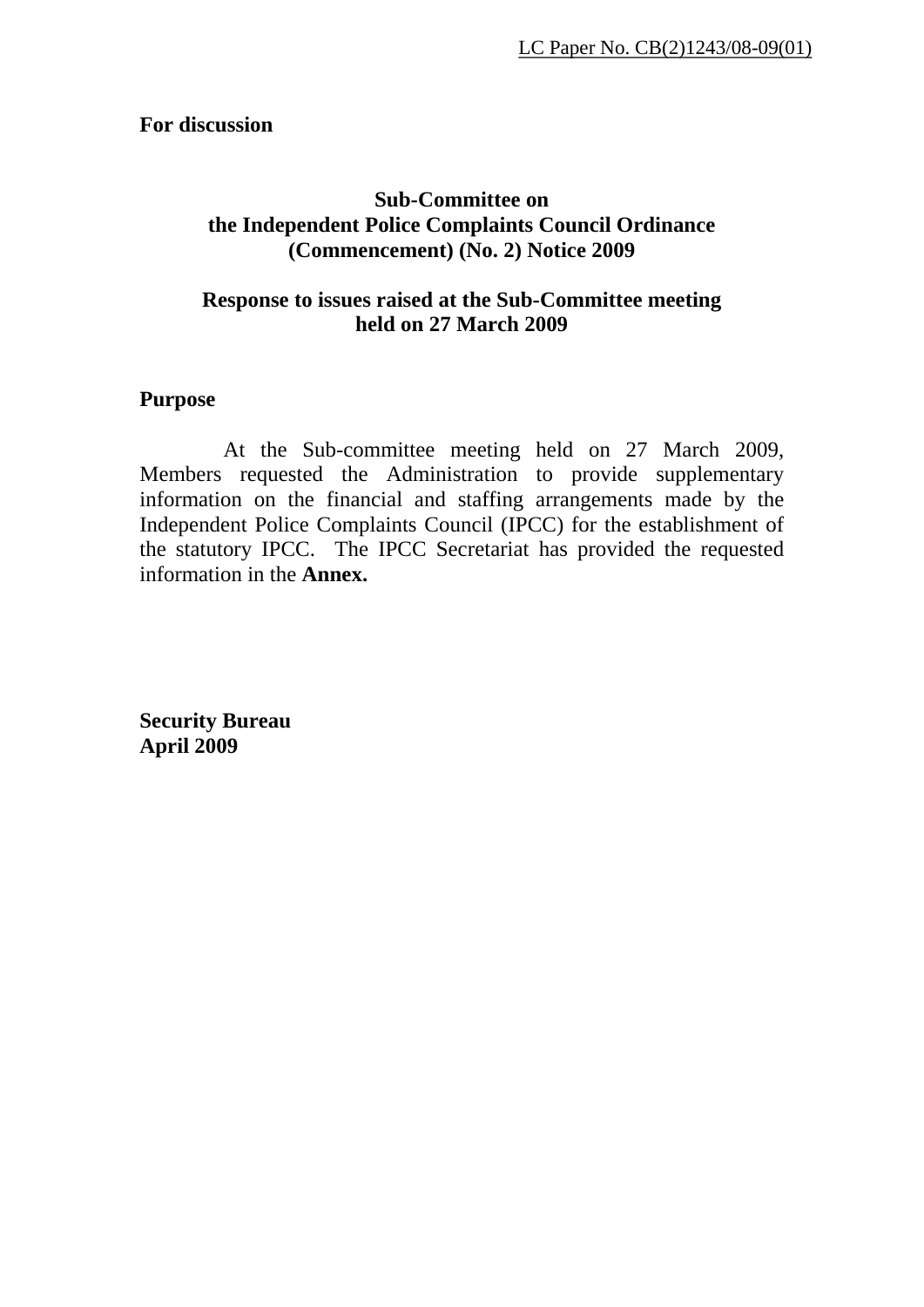LC Paper No. CB(2)1243/08-09(01)

**For discussion**

## Sub-Committee on the Independent Police Complaints Council Ordinance (Commencement) (No. 2) Notice 2009

## Response to issues raised at the Sub-Committee meeting held on 27 March 2009

### Purpose

At the Sub-committee meeting held on 27 March 2009, Members requested the Administration to provide supplementary information on the financial and staffing arrangements made by the Independent Police Complaints Council (IPCC) for the establishment of the statutory IPCC. The IPCC Secretariat has provided the requested information in the **Annex.**

**Security Bureau**
**April 2009**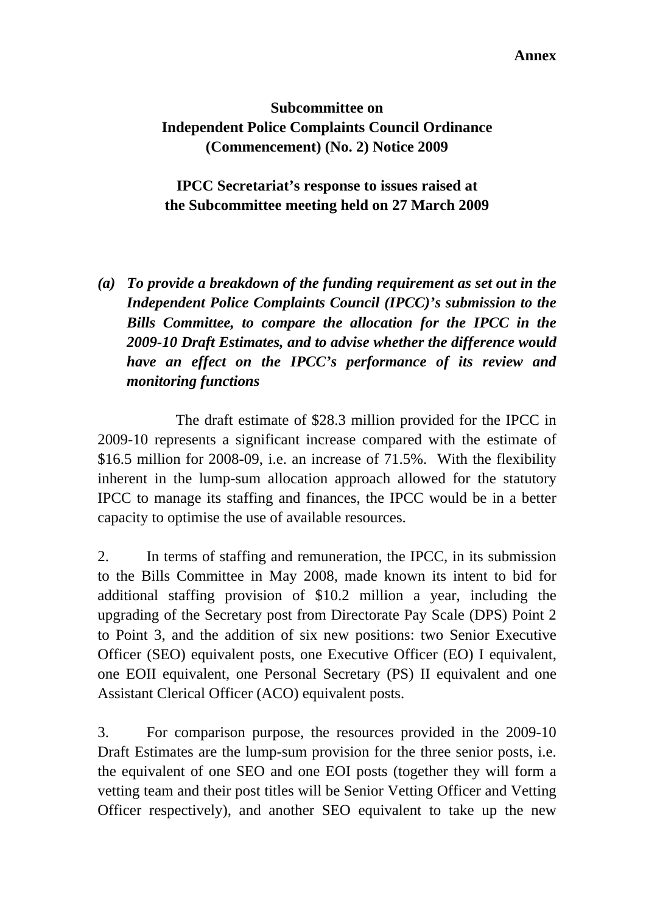**Annex**

**Subcommittee on Independent Police Complaints Council Ordinance (Commencement) (No. 2) Notice 2009**

**IPCC Secretariat's response to issues raised at the Subcommittee meeting held on 27 March 2009**

***(a) To provide a breakdown of the funding requirement as set out in the Independent Police Complaints Council (IPCC)'s submission to the Bills Committee, to compare the allocation for the IPCC in the 2009-10 Draft Estimates, and to advise whether the difference would have an effect on the IPCC's performance of its review and monitoring functions***

The draft estimate of $28.3 million provided for the IPCC in 2009-10 represents a significant increase compared with the estimate of $16.5 million for 2008-09, i.e. an increase of 71.5%. With the flexibility inherent in the lump-sum allocation approach allowed for the statutory IPCC to manage its staffing and finances, the IPCC would be in a better capacity to optimise the use of available resources.

2. In terms of staffing and remuneration, the IPCC, in its submission to the Bills Committee in May 2008, made known its intent to bid for additional staffing provision of $10.2 million a year, including the upgrading of the Secretary post from Directorate Pay Scale (DPS) Point 2 to Point 3, and the addition of six new positions: two Senior Executive Officer (SEO) equivalent posts, one Executive Officer (EO) I equivalent, one EOII equivalent, one Personal Secretary (PS) II equivalent and one Assistant Clerical Officer (ACO) equivalent posts.

3. For comparison purpose, the resources provided in the 2009-10 Draft Estimates are the lump-sum provision for the three senior posts, i.e. the equivalent of one SEO and one EOI posts (together they will form a vetting team and their post titles will be Senior Vetting Officer and Vetting Officer respectively), and another SEO equivalent to take up the new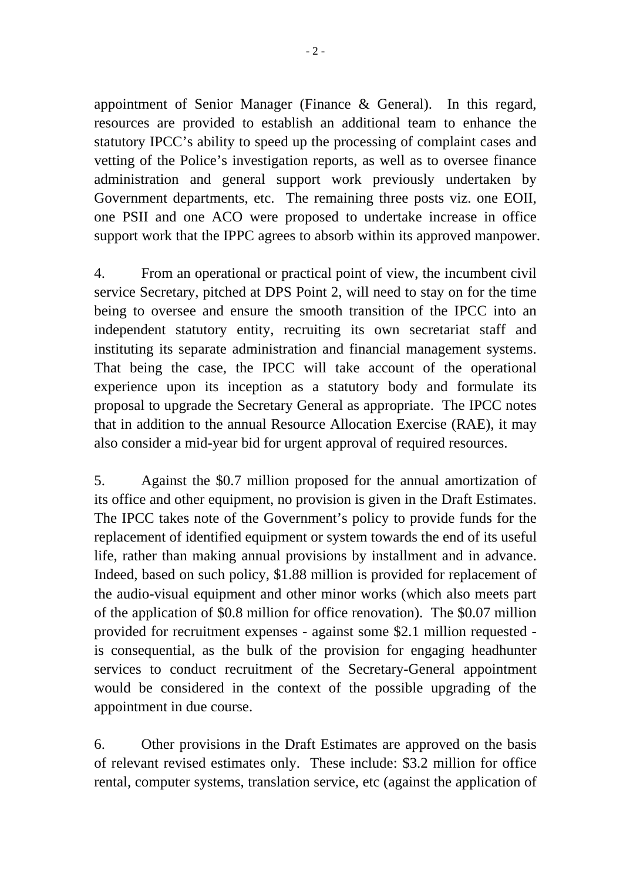appointment of Senior Manager (Finance & General). In this regard, resources are provided to establish an additional team to enhance the statutory IPCC's ability to speed up the processing of complaint cases and vetting of the Police's investigation reports, as well as to oversee finance administration and general support work previously undertaken by Government departments, etc. The remaining three posts viz. one EOII, one PSII and one ACO were proposed to undertake increase in office support work that the IPPC agrees to absorb within its approved manpower.

4. From an operational or practical point of view, the incumbent civil service Secretary, pitched at DPS Point 2, will need to stay on for the time being to oversee and ensure the smooth transition of the IPCC into an independent statutory entity, recruiting its own secretariat staff and instituting its separate administration and financial management systems. That being the case, the IPCC will take account of the operational experience upon its inception as a statutory body and formulate its proposal to upgrade the Secretary General as appropriate. The IPCC notes that in addition to the annual Resource Allocation Exercise (RAE), it may also consider a mid-year bid for urgent approval of required resources.

5. Against the $0.7 million proposed for the annual amortization of its office and other equipment, no provision is given in the Draft Estimates. The IPCC takes note of the Government's policy to provide funds for the replacement of identified equipment or system towards the end of its useful life, rather than making annual provisions by installment and in advance. Indeed, based on such policy, $1.88 million is provided for replacement of the audio-visual equipment and other minor works (which also meets part of the application of $0.8 million for office renovation). The $0.07 million provided for recruitment expenses - against some $2.1 million requested - is consequential, as the bulk of the provision for engaging headhunter services to conduct recruitment of the Secretary-General appointment would be considered in the context of the possible upgrading of the appointment in due course.

6. Other provisions in the Draft Estimates are approved on the basis of relevant revised estimates only. These include: $3.2 million for office rental, computer systems, translation service, etc (against the application of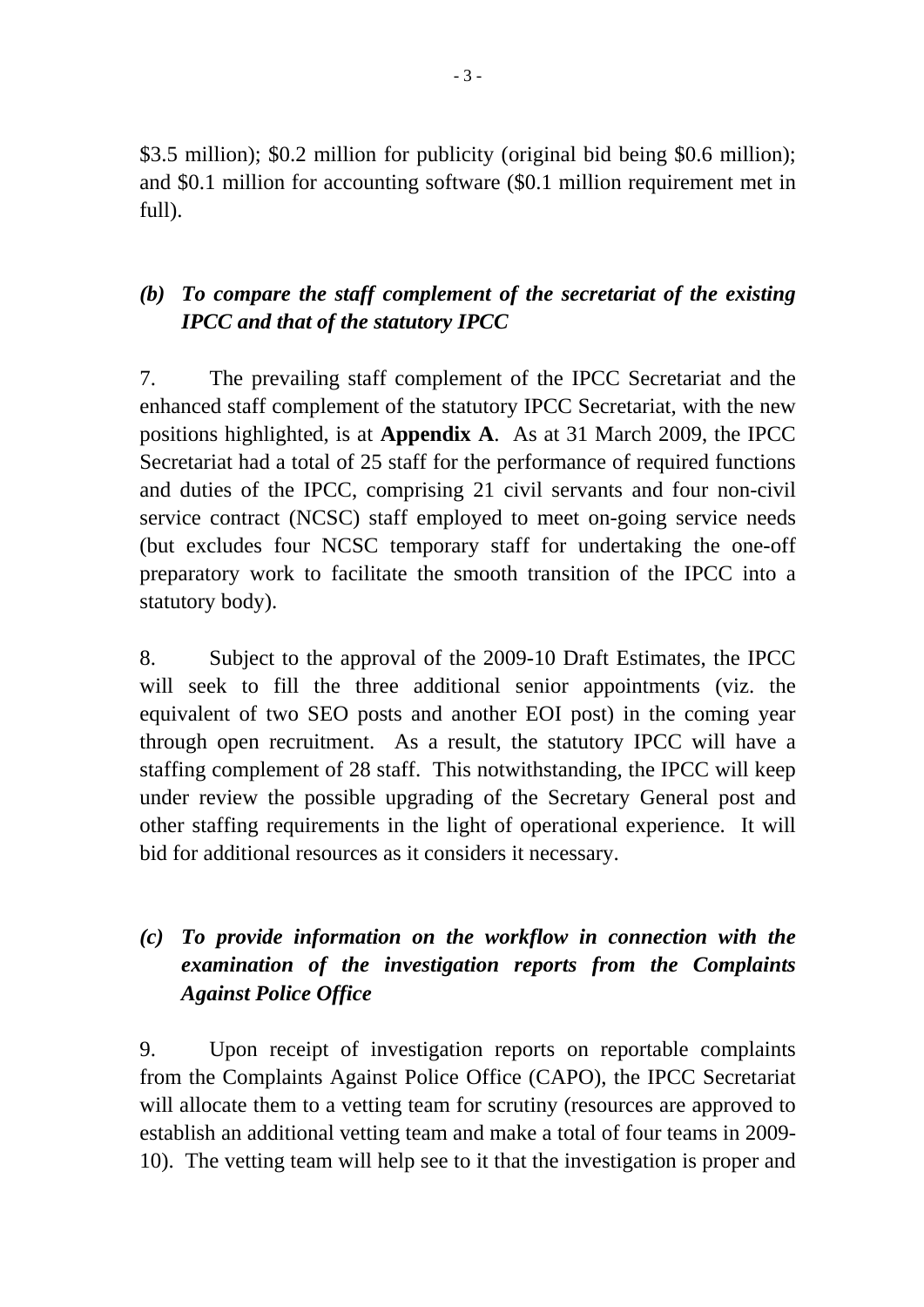$3.5 million); $0.2 million for publicity (original bid being $0.6 million); and $0.1 million for accounting software ($0.1 million requirement met in full).

### *(b) To compare the staff complement of the secretariat of the existing IPCC and that of the statutory IPCC*

7. The prevailing staff complement of the IPCC Secretariat and the enhanced staff complement of the statutory IPCC Secretariat, with the new positions highlighted, is at **Appendix A**. As at 31 March 2009, the IPCC Secretariat had a total of 25 staff for the performance of required functions and duties of the IPCC, comprising 21 civil servants and four non-civil service contract (NCSC) staff employed to meet on-going service needs (but excludes four NCSC temporary staff for undertaking the one-off preparatory work to facilitate the smooth transition of the IPCC into a statutory body).

8. Subject to the approval of the 2009-10 Draft Estimates, the IPCC will seek to fill the three additional senior appointments (viz. the equivalent of two SEO posts and another EOI post) in the coming year through open recruitment. As a result, the statutory IPCC will have a staffing complement of 28 staff. This notwithstanding, the IPCC will keep under review the possible upgrading of the Secretary General post and other staffing requirements in the light of operational experience. It will bid for additional resources as it considers it necessary.

### *(c) To provide information on the workflow in connection with the examination of the investigation reports from the Complaints Against Police Office*

9. Upon receipt of investigation reports on reportable complaints from the Complaints Against Police Office (CAPO), the IPCC Secretariat will allocate them to a vetting team for scrutiny (resources are approved to establish an additional vetting team and make a total of four teams in 2009-10). The vetting team will help see to it that the investigation is proper and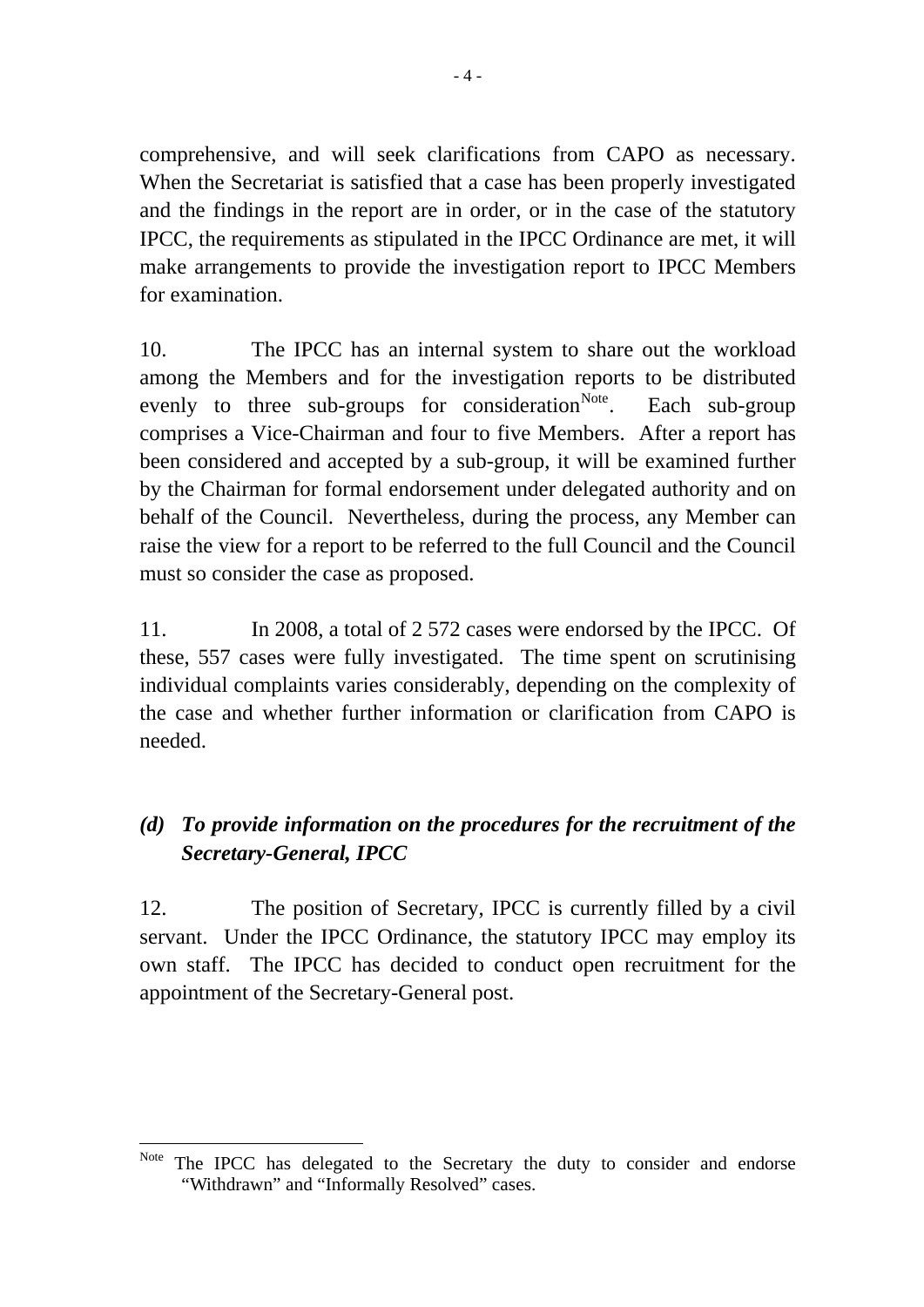comprehensive, and will seek clarifications from CAPO as necessary. When the Secretariat is satisfied that a case has been properly investigated and the findings in the report are in order, or in the case of the statutory IPCC, the requirements as stipulated in the IPCC Ordinance are met, it will make arrangements to provide the investigation report to IPCC Members for examination.

10. The IPCC has an internal system to share out the workload among the Members and for the investigation reports to be distributed evenly to three sub-groups for consideration[Note]. Each sub-group comprises a Vice-Chairman and four to five Members. After a report has been considered and accepted by a sub-group, it will be examined further by the Chairman for formal endorsement under delegated authority and on behalf of the Council. Nevertheless, during the process, any Member can raise the view for a report to be referred to the full Council and the Council must so consider the case as proposed.

11. In 2008, a total of 2 572 cases were endorsed by the IPCC. Of these, 557 cases were fully investigated. The time spent on scrutinising individual complaints varies considerably, depending on the complexity of the case and whether further information or clarification from CAPO is needed.

### *(d) To provide information on the procedures for the recruitment of the Secretary-General, IPCC*

12. The position of Secretary, IPCC is currently filled by a civil servant. Under the IPCC Ordinance, the statutory IPCC may employ its own staff. The IPCC has decided to conduct open recruitment for the appointment of the Secretary-General post.

---

[Note] The IPCC has delegated to the Secretary the duty to consider and endorse "Withdrawn" and "Informally Resolved" cases.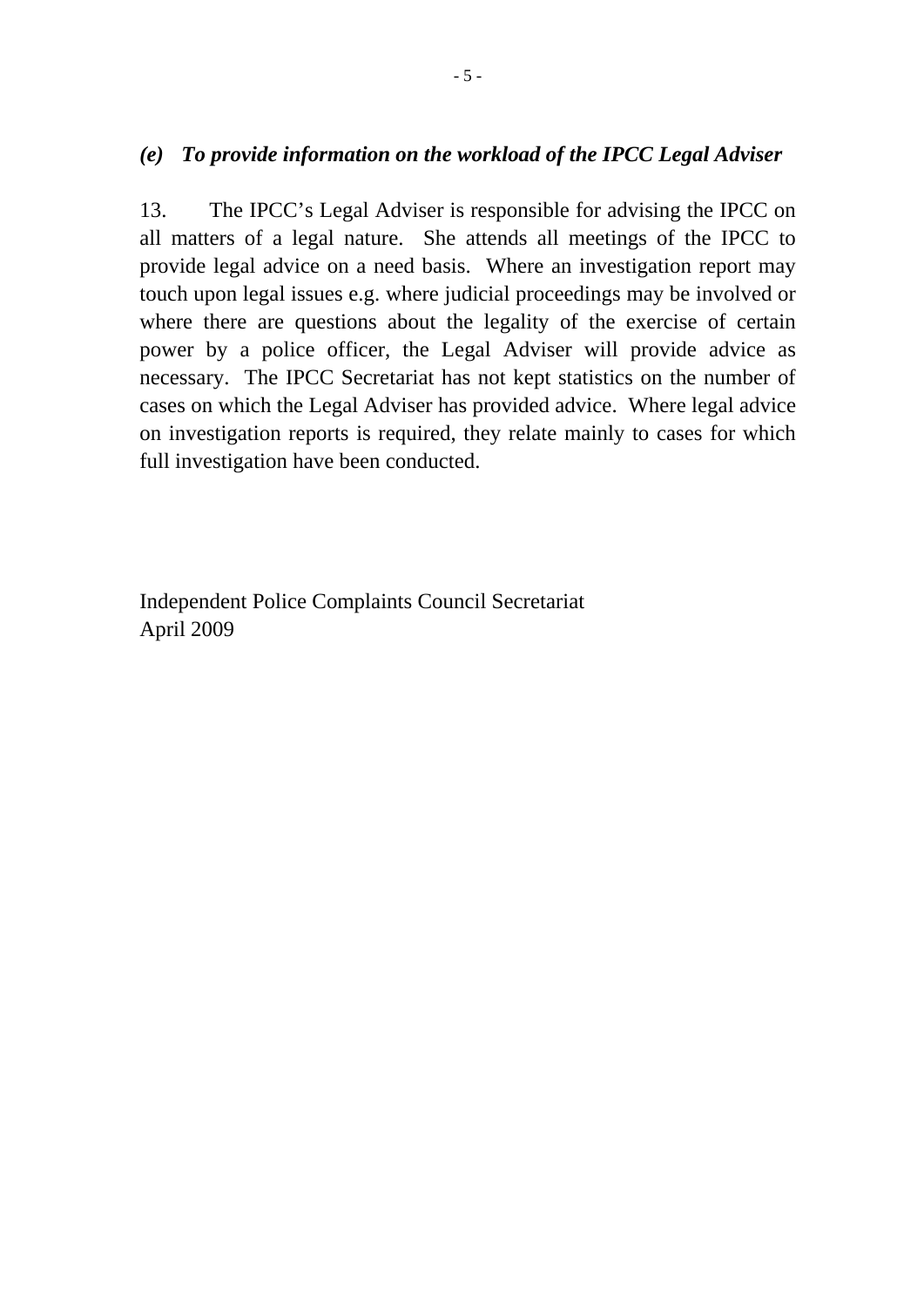### *(e) To provide information on the workload of the IPCC Legal Adviser*

13. The IPCC's Legal Adviser is responsible for advising the IPCC on all matters of a legal nature. She attends all meetings of the IPCC to provide legal advice on a need basis. Where an investigation report may touch upon legal issues e.g. where judicial proceedings may be involved or where there are questions about the legality of the exercise of certain power by a police officer, the Legal Adviser will provide advice as necessary. The IPCC Secretariat has not kept statistics on the number of cases on which the Legal Adviser has provided advice. Where legal advice on investigation reports is required, they relate mainly to cases for which full investigation have been conducted.

Independent Police Complaints Council Secretariat
April 2009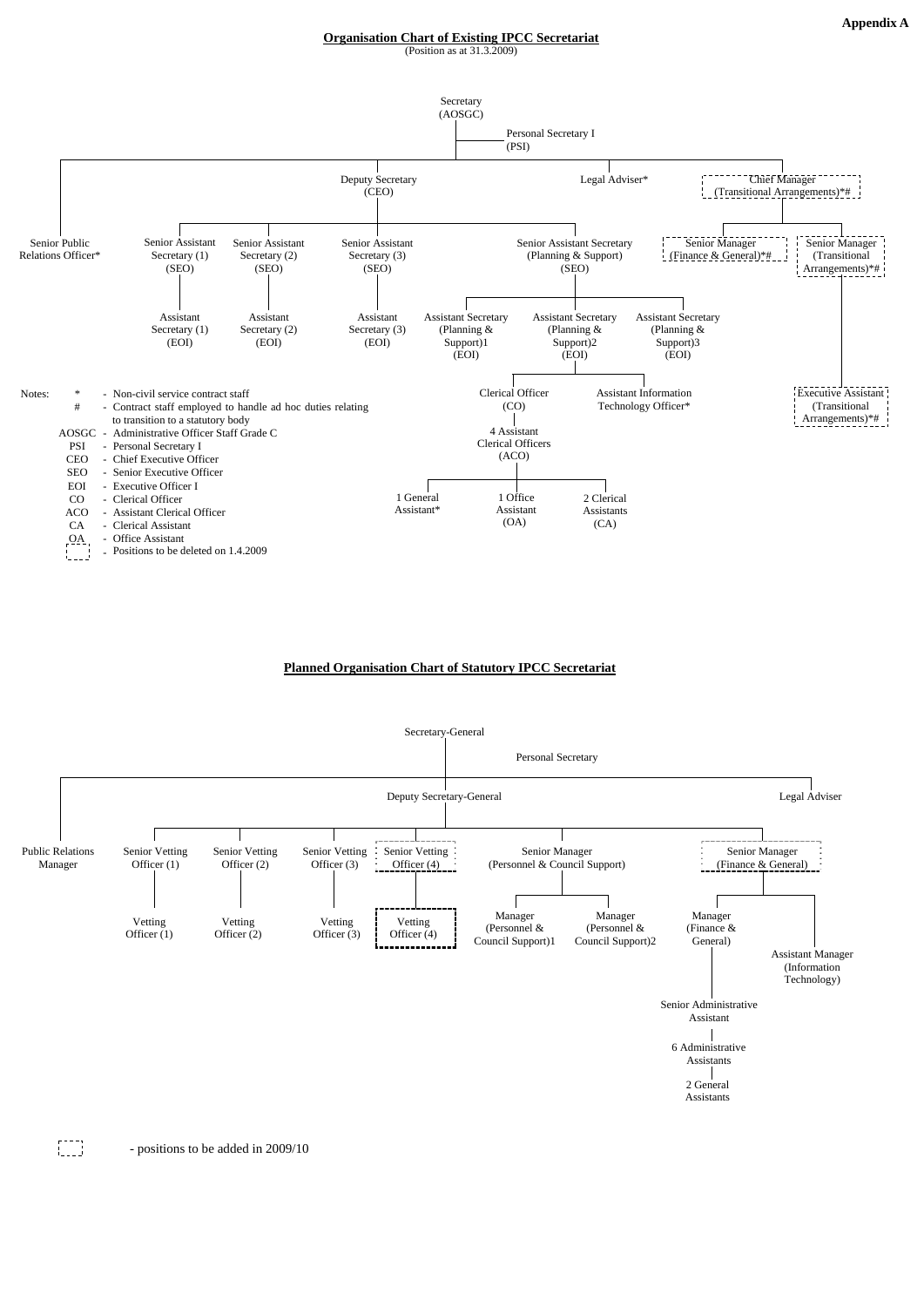**Appendix A**

## Organisation Chart of Existing IPCC Secretariat

(Position as at 31.3.2009)

Secretary
(AOSGC)

Personal Secretary I
(PSI)

Senior Public Relations Officer*

Deputy Secretary
(CEO)

Legal Adviser*

Chief Manager
(Transitional Arrangements)*#

Senior Assistant Secretary (1)
(SEO)

Senior Assistant Secretary (2)
(SEO)

Senior Assistant Secretary (3)
(SEO)

Senior Assistant Secretary
(Planning & Support)
(SEO)

Senior Manager
(Finance & General)*#

Senior Manager
(Transitional Arrangements)*#

Assistant Secretary (1)
(EOI)

Assistant Secretary (2)
(EOI)

Assistant Secretary (3)
(EOI)

Assistant Secretary
(Planning & Support)1
(EOI)

Assistant Secretary
(Planning & Support)2
(EOI)

Assistant Secretary
(Planning & Support)3
(EOI)

Clerical Officer
(CO)

Assistant Information Technology Officer*

Executive Assistant
(Transitional Arrangements)*#

4 Assistant Clerical Officers
(ACO)

1 General Assistant*

1 Office Assistant
(OA)

2 Clerical Assistants
(CA)

Notes:

| | | |
|---|---|---|
| * | - | Non-civil service contract staff |
| # | - | Contract staff employed to handle ad hoc duties relating to transition to a statutory body |
| AOSGC | - | Administrative Officer Staff Grade C |
| PSI | - | Personal Secretary I |
| CEO | - | Chief Executive Officer |
| SEO | - | Senior Executive Officer |
| EOI | - | Executive Officer I |
| CO | - | Clerical Officer |
| ACO | - | Assistant Clerical Officer |
| CA | - | Clerical Assistant |
| OA | - | Office Assistant |
| (dashed box) | - | Positions to be deleted on 1.4.2009 |

## Planned Organisation Chart of Statutory IPCC Secretariat

Secretary-General

Personal Secretary

Public Relations Manager

Deputy Secretary-General

Legal Adviser

Senior Vetting Officer (1)

Senior Vetting Officer (2)

Senior Vetting Officer (3)

Senior Vetting Officer (4)

Senior Manager
(Personnel & Council Support)

Senior Manager
(Finance & General)

Vetting Officer (1)

Vetting Officer (2)

Vetting Officer (3)

Vetting Officer (4)

Manager
(Personnel & Council Support)1

Manager
(Personnel & Council Support)2

Manager
(Finance & General)

Assistant Manager
(Information Technology)

Senior Administrative Assistant

6 Administrative Assistants

2 General Assistants

(dashed box) - positions to be added in 2009/10